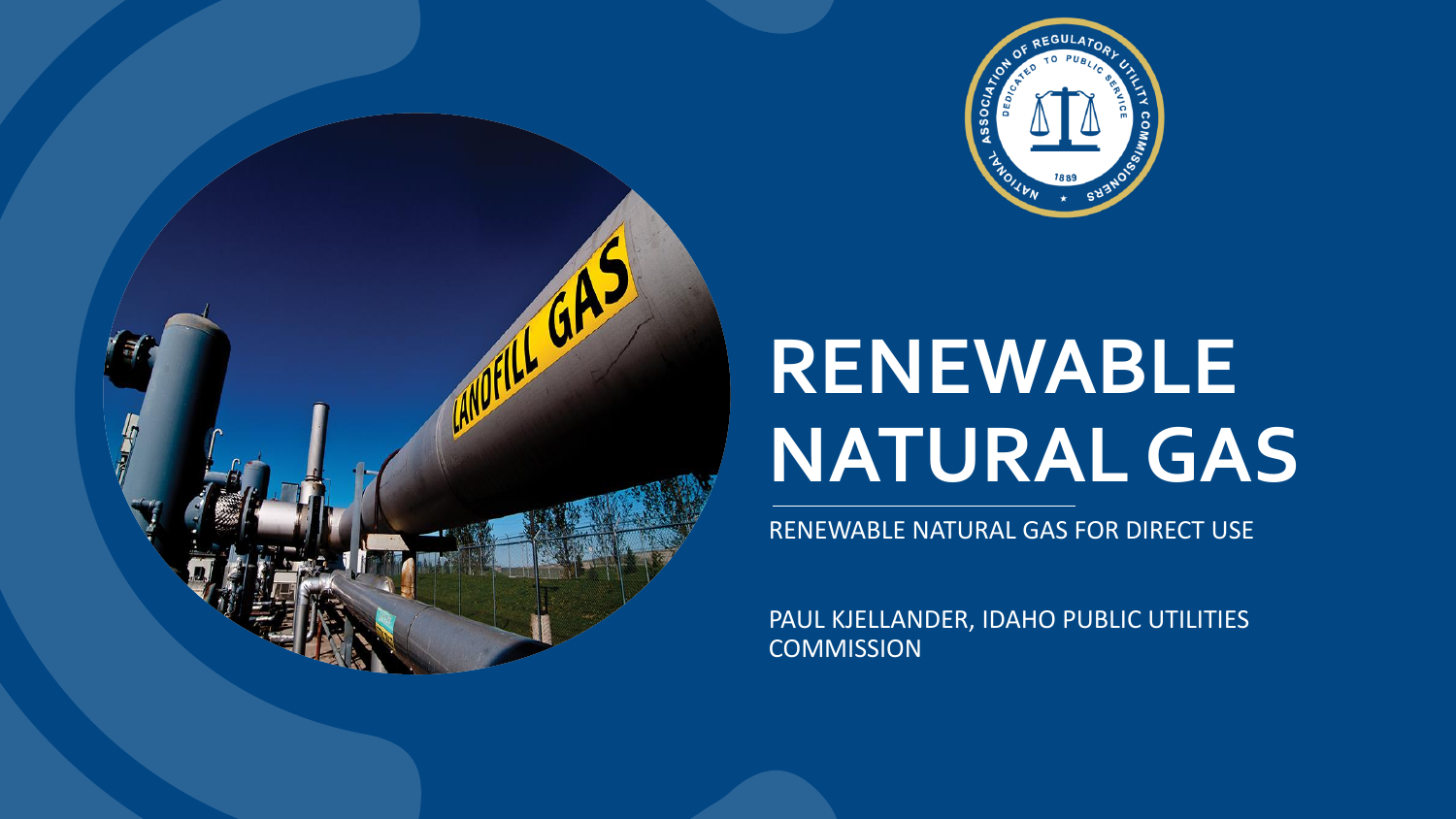# RENEWABLE NATURAL GAS

RENEWABLE NATURAL GAS FOR DIRECT USE

PAUL KJELLANDER, IDAHO PUBLIC UTILITIES COMMISSION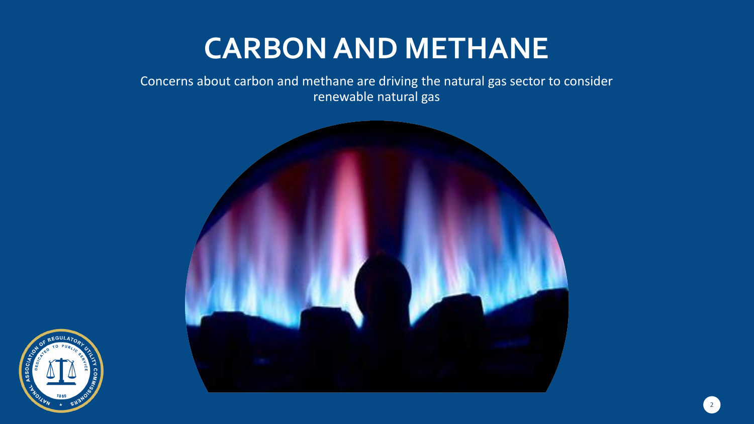# CARBON AND METHANE

Concerns about carbon and methane are driving the natural gas sector to consider renewable natural gas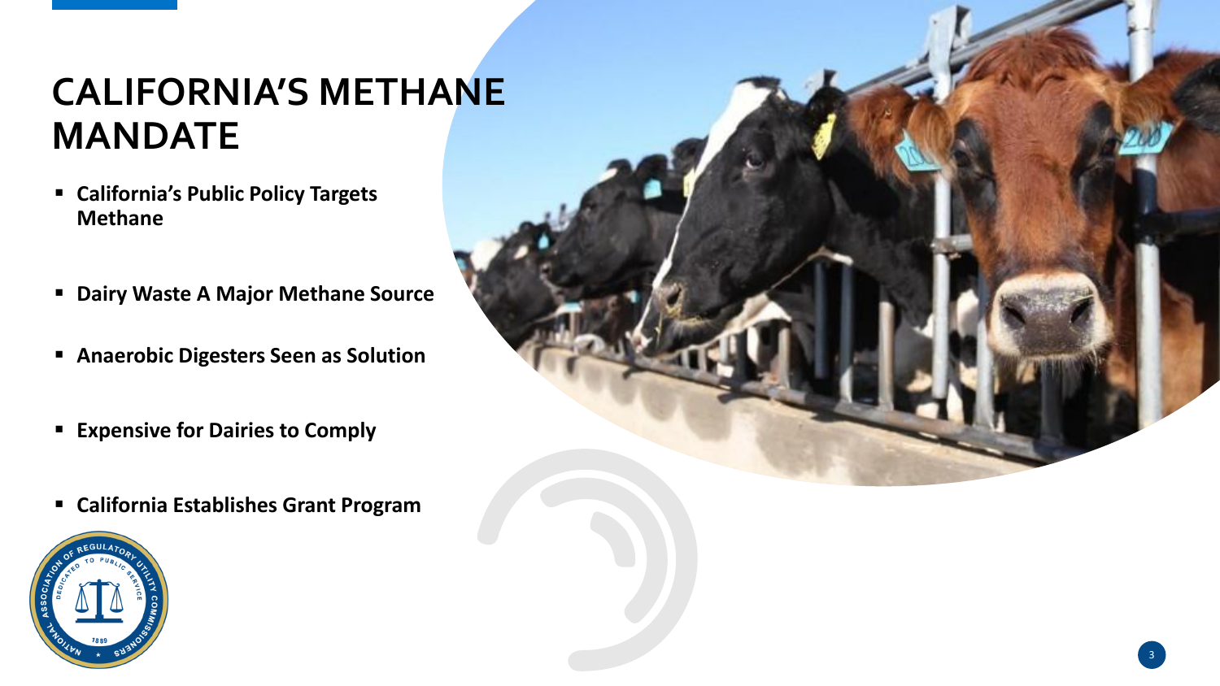# CALIFORNIA'S METHANE MANDATE

- **California's Public Policy Targets Methane**
- **Dairy Waste A Major Methane Source**
- **Anaerobic Digesters Seen as Solution**
- **Expensive for Dairies to Comply**
- **California Establishes Grant Program**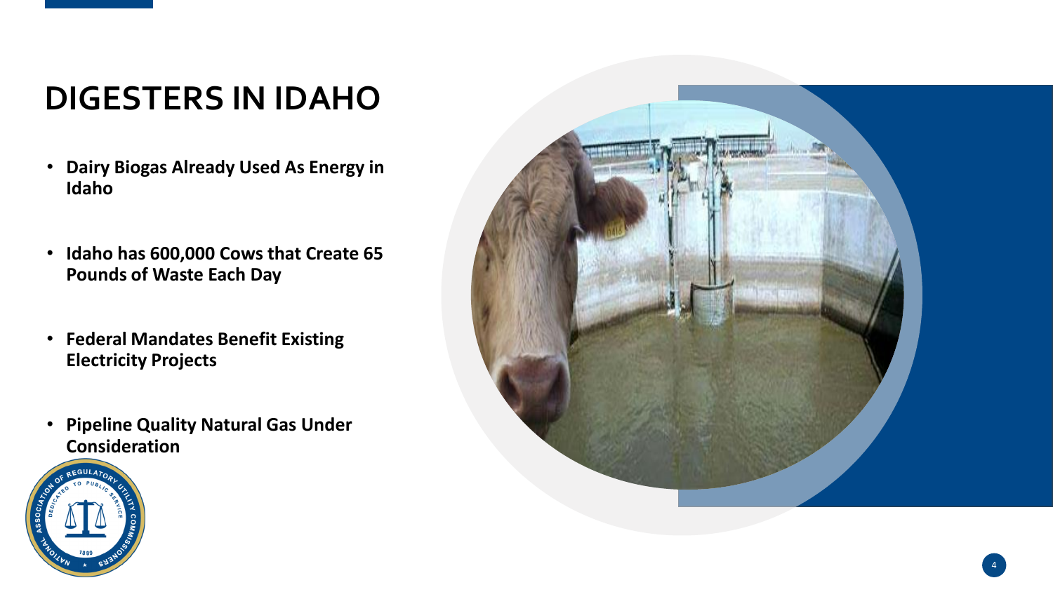# DIGESTERS IN IDAHO

- **Dairy Biogas Already Used As Energy in Idaho**
- **Idaho has 600,000 Cows that Create 65 Pounds of Waste Each Day**
- **Federal Mandates Benefit Existing Electricity Projects**
- **Pipeline Quality Natural Gas Under Consideration**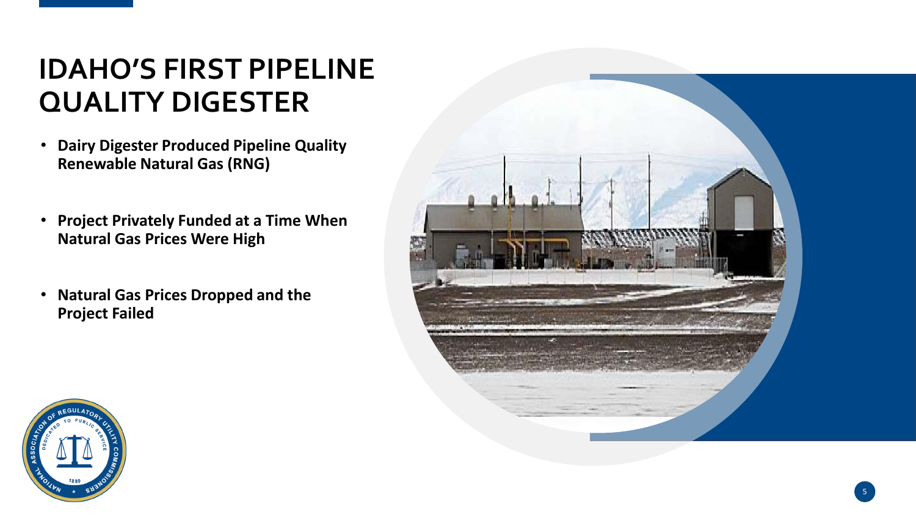# IDAHO'S FIRST PIPELINE QUALITY DIGESTER

- **Dairy Digester Produced Pipeline Quality Renewable Natural Gas (RNG)**
- **Project Privately Funded at a Time When Natural Gas Prices Were High**
- **Natural Gas Prices Dropped and the Project Failed**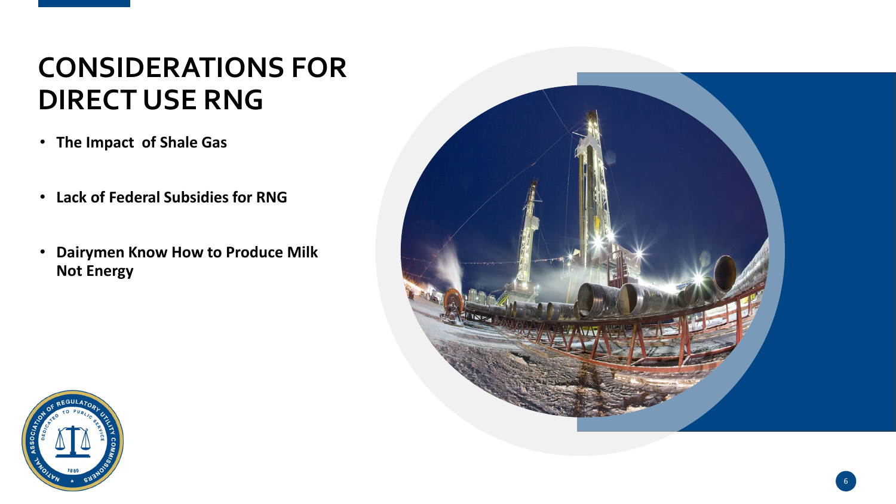# CONSIDERATIONS FOR DIRECT USE RNG

- **The Impact of Shale Gas**
- **Lack of Federal Subsidies for RNG**
- **Dairymen Know How to Produce Milk Not Energy**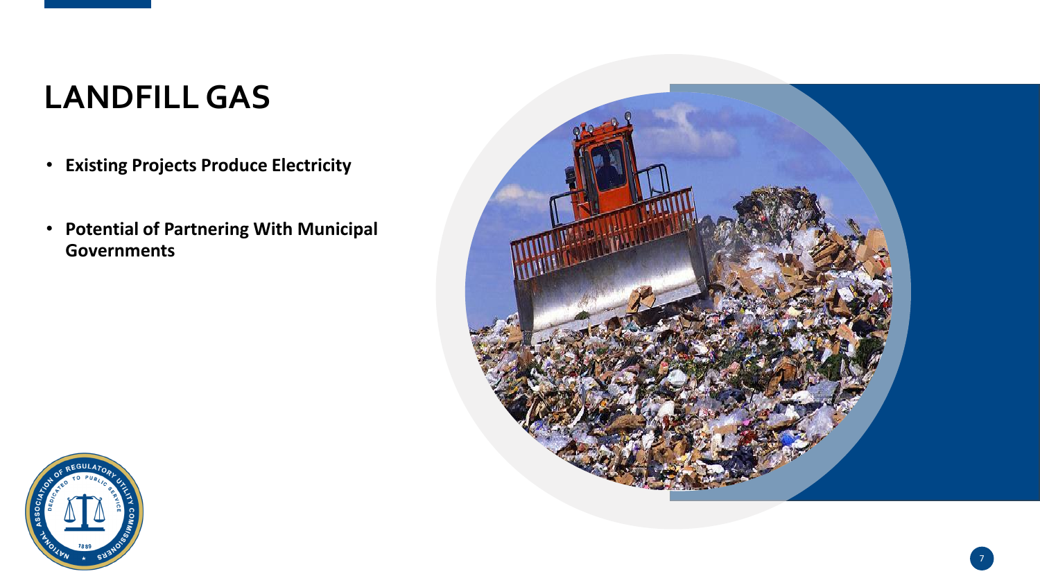# LANDFILL GAS

- **Existing Projects Produce Electricity**
- **Potential of Partnering With Municipal Governments**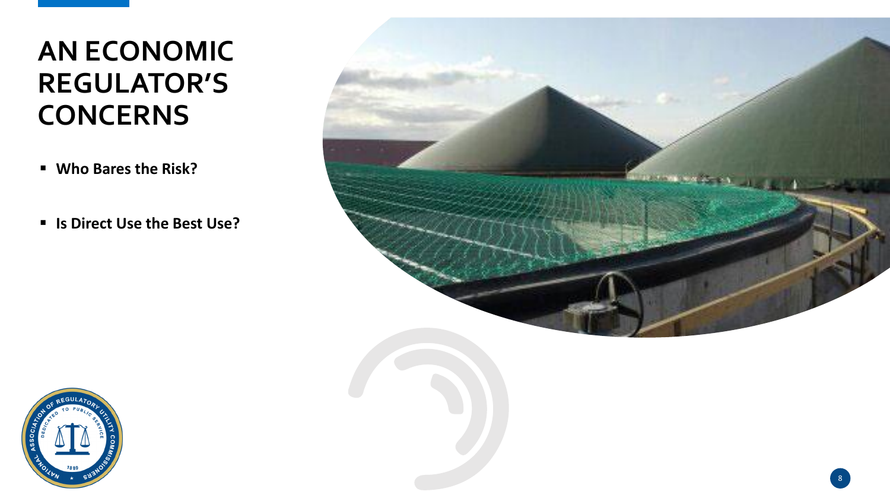# AN ECONOMIC REGULATOR'S CONCERNS

- **Who Bares the Risk?**
- **Is Direct Use the Best Use?**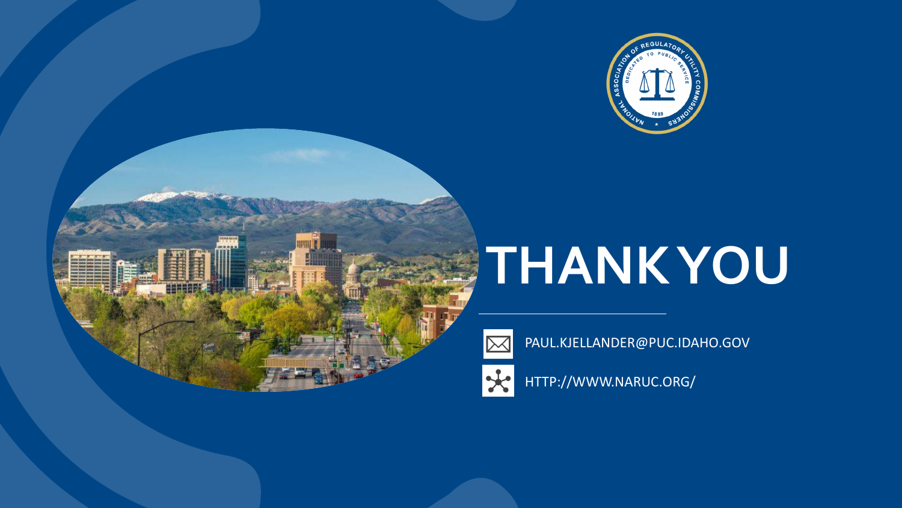# THANK YOU

PAUL.KJELLANDER@PUC.IDAHO.GOV

HTTP://WWW.NARUC.ORG/